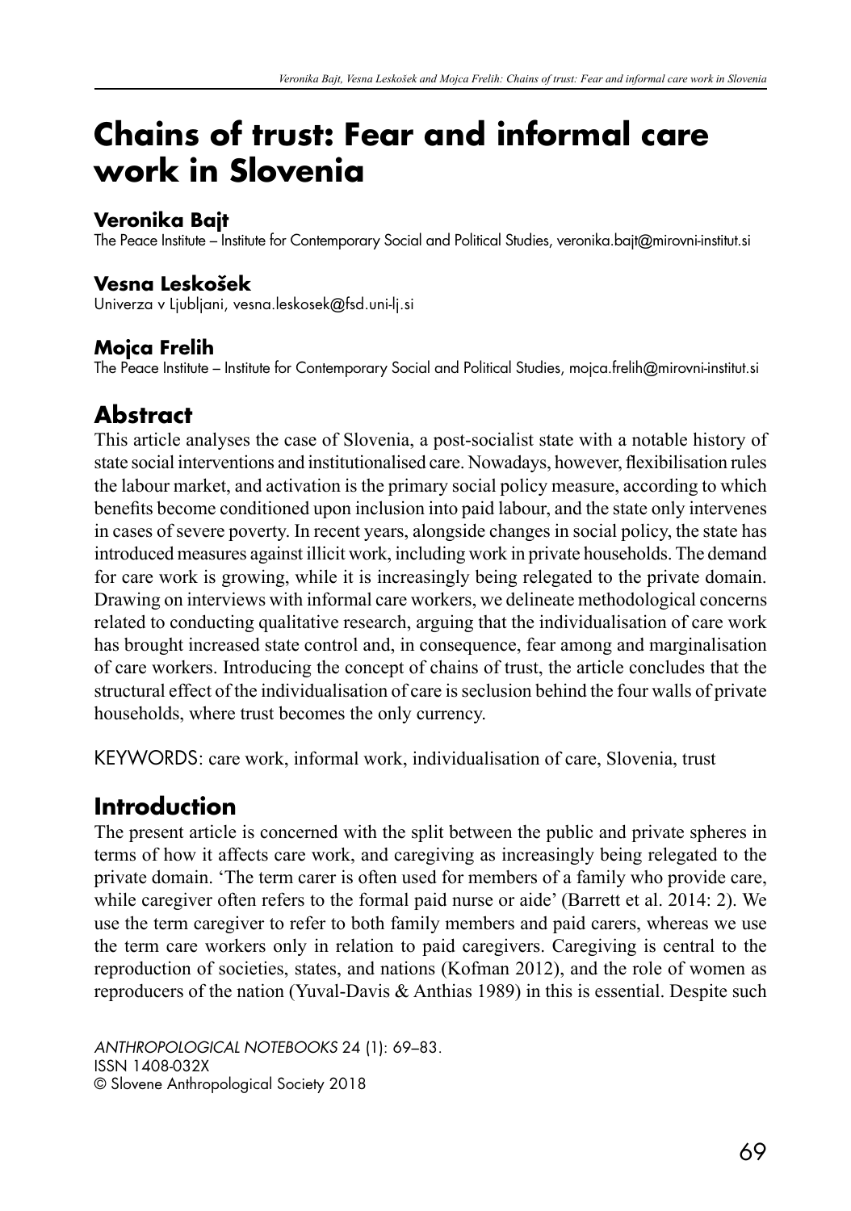# Chains of trust: Fear and informal care work in Slovenia

**Veronika Bajt**
The Peace Institute – Institute for Contemporary Social and Political Studies, veronika.bajt@mirovni-institut.si

**Vesna Leskošek**
Univerza v Ljubljani, vesna.leskosek@fsd.uni-lj.si

**Mojca Frelih**
The Peace Institute – Institute for Contemporary Social and Political Studies, mojca.frelih@mirovni-institut.si

## Abstract

This article analyses the case of Slovenia, a post-socialist state with a notable history of state social interventions and institutionalised care. Nowadays, however, flexibilisation rules the labour market, and activation is the primary social policy measure, according to which benefits become conditioned upon inclusion into paid labour, and the state only intervenes in cases of severe poverty. In recent years, alongside changes in social policy, the state has introduced measures against illicit work, including work in private households. The demand for care work is growing, while it is increasingly being relegated to the private domain. Drawing on interviews with informal care workers, we delineate methodological concerns related to conducting qualitative research, arguing that the individualisation of care work has brought increased state control and, in consequence, fear among and marginalisation of care workers. Introducing the concept of chains of trust, the article concludes that the structural effect of the individualisation of care is seclusion behind the four walls of private households, where trust becomes the only currency.

KEYWORDS: care work, informal work, individualisation of care, Slovenia, trust

## Introduction

The present article is concerned with the split between the public and private spheres in terms of how it affects care work, and caregiving as increasingly being relegated to the private domain. 'The term carer is often used for members of a family who provide care, while caregiver often refers to the formal paid nurse or aide' (Barrett et al. 2014: 2). We use the term caregiver to refer to both family members and paid carers, whereas we use the term care workers only in relation to paid caregivers. Caregiving is central to the reproduction of societies, states, and nations (Kofman 2012), and the role of women as reproducers of the nation (Yuval-Davis & Anthias 1989) in this is essential. Despite such

*ANTHROPOLOGICAL NOTEBOOKS* 24 (1): 69–83.
ISSN 1408-032X
© Slovene Anthropological Society 2018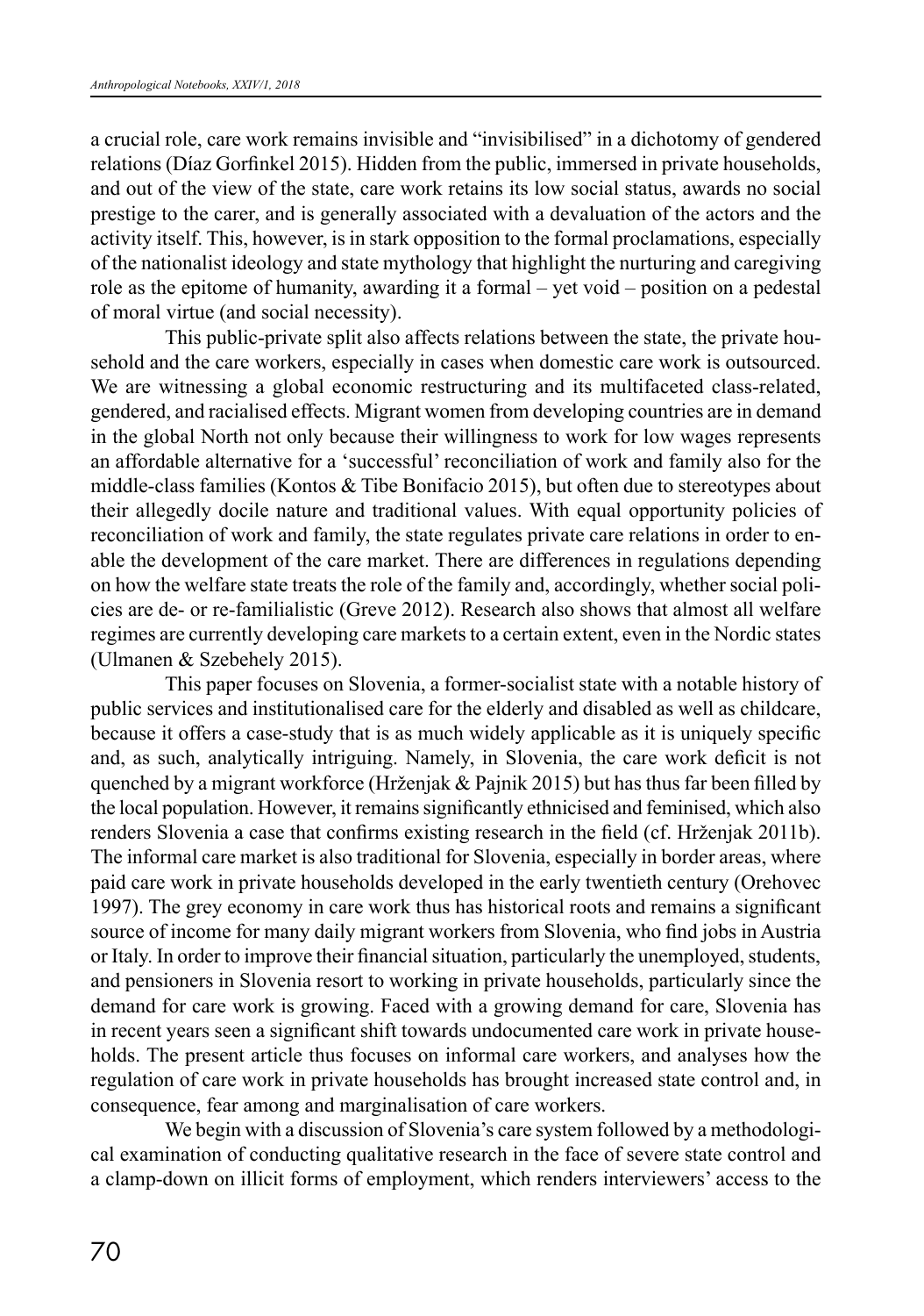a crucial role, care work remains invisible and "invisibilised" in a dichotomy of gendered relations (Díaz Gorfinkel 2015). Hidden from the public, immersed in private households, and out of the view of the state, care work retains its low social status, awards no social prestige to the carer, and is generally associated with a devaluation of the actors and the activity itself. This, however, is in stark opposition to the formal proclamations, especially of the nationalist ideology and state mythology that highlight the nurturing and caregiving role as the epitome of humanity, awarding it a formal – yet void – position on a pedestal of moral virtue (and social necessity).

This public-private split also affects relations between the state, the private household and the care workers, especially in cases when domestic care work is outsourced. We are witnessing a global economic restructuring and its multifaceted class-related, gendered, and racialised effects. Migrant women from developing countries are in demand in the global North not only because their willingness to work for low wages represents an affordable alternative for a 'successful' reconciliation of work and family also for the middle-class families (Kontos & Tibe Bonifacio 2015), but often due to stereotypes about their allegedly docile nature and traditional values. With equal opportunity policies of reconciliation of work and family, the state regulates private care relations in order to enable the development of the care market. There are differences in regulations depending on how the welfare state treats the role of the family and, accordingly, whether social policies are de- or re-familialistic (Greve 2012). Research also shows that almost all welfare regimes are currently developing care markets to a certain extent, even in the Nordic states (Ulmanen & Szebehely 2015).

This paper focuses on Slovenia, a former-socialist state with a notable history of public services and institutionalised care for the elderly and disabled as well as childcare, because it offers a case-study that is as much widely applicable as it is uniquely specific and, as such, analytically intriguing. Namely, in Slovenia, the care work deficit is not quenched by a migrant workforce (Hrženjak & Pajnik 2015) but has thus far been filled by the local population. However, it remains significantly ethnicised and feminised, which also renders Slovenia a case that confirms existing research in the field (cf. Hrženjak 2011b). The informal care market is also traditional for Slovenia, especially in border areas, where paid care work in private households developed in the early twentieth century (Orehovec 1997). The grey economy in care work thus has historical roots and remains a significant source of income for many daily migrant workers from Slovenia, who find jobs in Austria or Italy. In order to improve their financial situation, particularly the unemployed, students, and pensioners in Slovenia resort to working in private households, particularly since the demand for care work is growing. Faced with a growing demand for care, Slovenia has in recent years seen a significant shift towards undocumented care work in private households. The present article thus focuses on informal care workers, and analyses how the regulation of care work in private households has brought increased state control and, in consequence, fear among and marginalisation of care workers.

We begin with a discussion of Slovenia's care system followed by a methodological examination of conducting qualitative research in the face of severe state control and a clamp-down on illicit forms of employment, which renders interviewers' access to the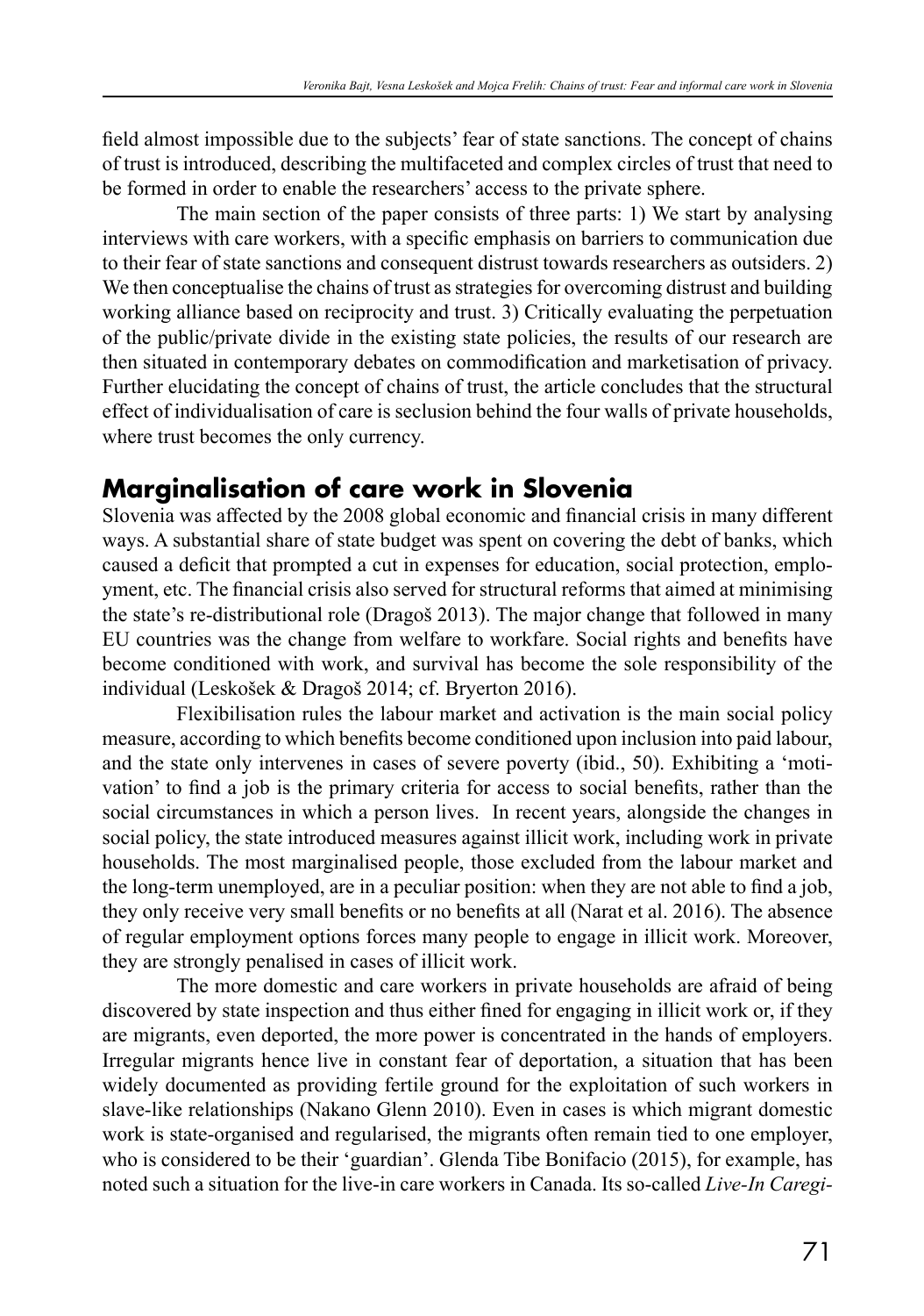field almost impossible due to the subjects' fear of state sanctions. The concept of chains of trust is introduced, describing the multifaceted and complex circles of trust that need to be formed in order to enable the researchers' access to the private sphere.

The main section of the paper consists of three parts: 1) We start by analysing interviews with care workers, with a specific emphasis on barriers to communication due to their fear of state sanctions and consequent distrust towards researchers as outsiders. 2) We then conceptualise the chains of trust as strategies for overcoming distrust and building working alliance based on reciprocity and trust. 3) Critically evaluating the perpetuation of the public/private divide in the existing state policies, the results of our research are then situated in contemporary debates on commodification and marketisation of privacy. Further elucidating the concept of chains of trust, the article concludes that the structural effect of individualisation of care is seclusion behind the four walls of private households, where trust becomes the only currency.

## Marginalisation of care work in Slovenia

Slovenia was affected by the 2008 global economic and financial crisis in many different ways. A substantial share of state budget was spent on covering the debt of banks, which caused a deficit that prompted a cut in expenses for education, social protection, employment, etc. The financial crisis also served for structural reforms that aimed at minimising the state's re-distributional role (Dragoš 2013). The major change that followed in many EU countries was the change from welfare to workfare. Social rights and benefits have become conditioned with work, and survival has become the sole responsibility of the individual (Leskošek & Dragoš 2014; cf. Bryerton 2016).

Flexibilisation rules the labour market and activation is the main social policy measure, according to which benefits become conditioned upon inclusion into paid labour, and the state only intervenes in cases of severe poverty (ibid., 50). Exhibiting a 'motivation' to find a job is the primary criteria for access to social benefits, rather than the social circumstances in which a person lives. In recent years, alongside the changes in social policy, the state introduced measures against illicit work, including work in private households. The most marginalised people, those excluded from the labour market and the long-term unemployed, are in a peculiar position: when they are not able to find a job, they only receive very small benefits or no benefits at all (Narat et al. 2016). The absence of regular employment options forces many people to engage in illicit work. Moreover, they are strongly penalised in cases of illicit work.

The more domestic and care workers in private households are afraid of being discovered by state inspection and thus either fined for engaging in illicit work or, if they are migrants, even deported, the more power is concentrated in the hands of employers. Irregular migrants hence live in constant fear of deportation, a situation that has been widely documented as providing fertile ground for the exploitation of such workers in slave-like relationships (Nakano Glenn 2010). Even in cases is which migrant domestic work is state-organised and regularised, the migrants often remain tied to one employer, who is considered to be their 'guardian'. Glenda Tibe Bonifacio (2015), for example, has noted such a situation for the live-in care workers in Canada. Its so-called *Live-In Caregi-*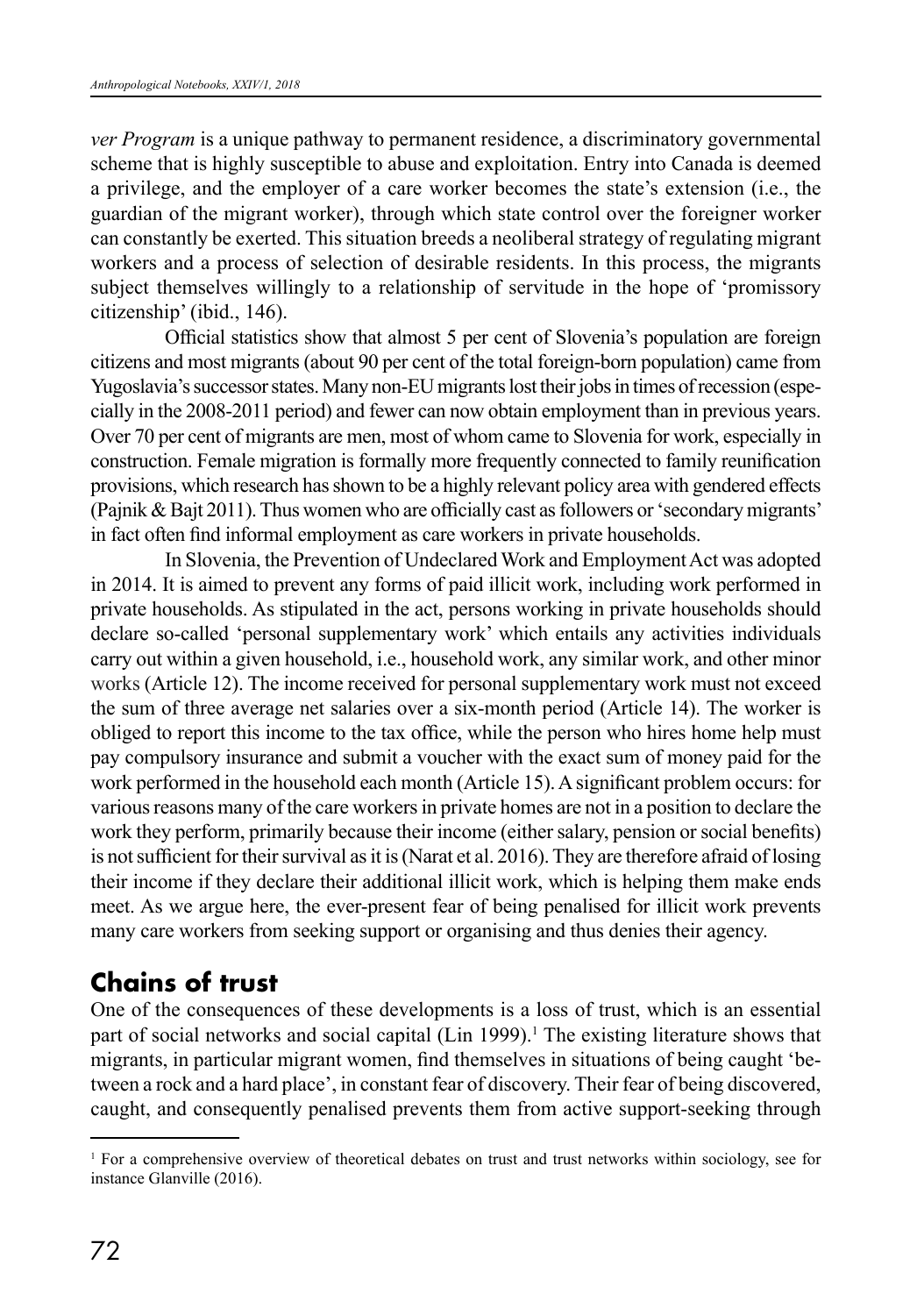*ver Program* is a unique pathway to permanent residence, a discriminatory governmental scheme that is highly susceptible to abuse and exploitation. Entry into Canada is deemed a privilege, and the employer of a care worker becomes the state's extension (i.e., the guardian of the migrant worker), through which state control over the foreigner worker can constantly be exerted. This situation breeds a neoliberal strategy of regulating migrant workers and a process of selection of desirable residents. In this process, the migrants subject themselves willingly to a relationship of servitude in the hope of 'promissory citizenship' (ibid., 146).

Official statistics show that almost 5 per cent of Slovenia's population are foreign citizens and most migrants (about 90 per cent of the total foreign-born population) came from Yugoslavia's successor states. Many non-EU migrants lost their jobs in times of recession (especially in the 2008-2011 period) and fewer can now obtain employment than in previous years. Over 70 per cent of migrants are men, most of whom came to Slovenia for work, especially in construction. Female migration is formally more frequently connected to family reunification provisions, which research has shown to be a highly relevant policy area with gendered effects (Pajnik & Bajt 2011). Thus women who are officially cast as followers or 'secondary migrants' in fact often find informal employment as care workers in private households.

In Slovenia, the Prevention of Undeclared Work and Employment Act was adopted in 2014. It is aimed to prevent any forms of paid illicit work, including work performed in private households. As stipulated in the act, persons working in private households should declare so-called 'personal supplementary work' which entails any activities individuals carry out within a given household, i.e., household work, any similar work, and other minor works (Article 12). The income received for personal supplementary work must not exceed the sum of three average net salaries over a six-month period (Article 14). The worker is obliged to report this income to the tax office, while the person who hires home help must pay compulsory insurance and submit a voucher with the exact sum of money paid for the work performed in the household each month (Article 15). A significant problem occurs: for various reasons many of the care workers in private homes are not in a position to declare the work they perform, primarily because their income (either salary, pension or social benefits) is not sufficient for their survival as it is (Narat et al. 2016). They are therefore afraid of losing their income if they declare their additional illicit work, which is helping them make ends meet. As we argue here, the ever-present fear of being penalised for illicit work prevents many care workers from seeking support or organising and thus denies their agency.

## Chains of trust

One of the consequences of these developments is a loss of trust, which is an essential part of social networks and social capital (Lin 1999).[1] The existing literature shows that migrants, in particular migrant women, find themselves in situations of being caught 'between a rock and a hard place', in constant fear of discovery. Their fear of being discovered, caught, and consequently penalised prevents them from active support-seeking through

[1] For a comprehensive overview of theoretical debates on trust and trust networks within sociology, see for instance Glanville (2016).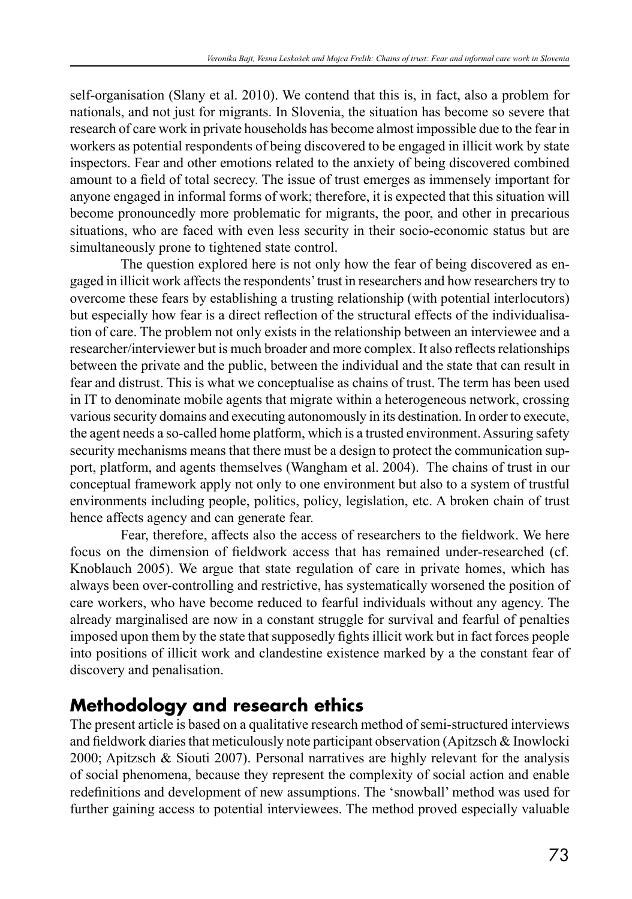self-organisation (Slany et al. 2010). We contend that this is, in fact, also a problem for nationals, and not just for migrants. In Slovenia, the situation has become so severe that research of care work in private households has become almost impossible due to the fear in workers as potential respondents of being discovered to be engaged in illicit work by state inspectors. Fear and other emotions related to the anxiety of being discovered combined amount to a field of total secrecy. The issue of trust emerges as immensely important for anyone engaged in informal forms of work; therefore, it is expected that this situation will become pronouncedly more problematic for migrants, the poor, and other in precarious situations, who are faced with even less security in their socio-economic status but are simultaneously prone to tightened state control.

The question explored here is not only how the fear of being discovered as engaged in illicit work affects the respondents' trust in researchers and how researchers try to overcome these fears by establishing a trusting relationship (with potential interlocutors) but especially how fear is a direct reflection of the structural effects of the individualisation of care. The problem not only exists in the relationship between an interviewee and a researcher/interviewer but is much broader and more complex. It also reflects relationships between the private and the public, between the individual and the state that can result in fear and distrust. This is what we conceptualise as chains of trust. The term has been used in IT to denominate mobile agents that migrate within a heterogeneous network, crossing various security domains and executing autonomously in its destination. In order to execute, the agent needs a so-called home platform, which is a trusted environment. Assuring safety security mechanisms means that there must be a design to protect the communication support, platform, and agents themselves (Wangham et al. 2004). The chains of trust in our conceptual framework apply not only to one environment but also to a system of trustful environments including people, politics, policy, legislation, etc. A broken chain of trust hence affects agency and can generate fear.

Fear, therefore, affects also the access of researchers to the fieldwork. We here focus on the dimension of fieldwork access that has remained under-researched (cf. Knoblauch 2005). We argue that state regulation of care in private homes, which has always been over-controlling and restrictive, has systematically worsened the position of care workers, who have become reduced to fearful individuals without any agency. The already marginalised are now in a constant struggle for survival and fearful of penalties imposed upon them by the state that supposedly fights illicit work but in fact forces people into positions of illicit work and clandestine existence marked by a the constant fear of discovery and penalisation.

## Methodology and research ethics

The present article is based on a qualitative research method of semi-structured interviews and fieldwork diaries that meticulously note participant observation (Apitzsch & Inowlocki 2000; Apitzsch & Siouti 2007). Personal narratives are highly relevant for the analysis of social phenomena, because they represent the complexity of social action and enable redefinitions and development of new assumptions. The 'snowball' method was used for further gaining access to potential interviewees. The method proved especially valuable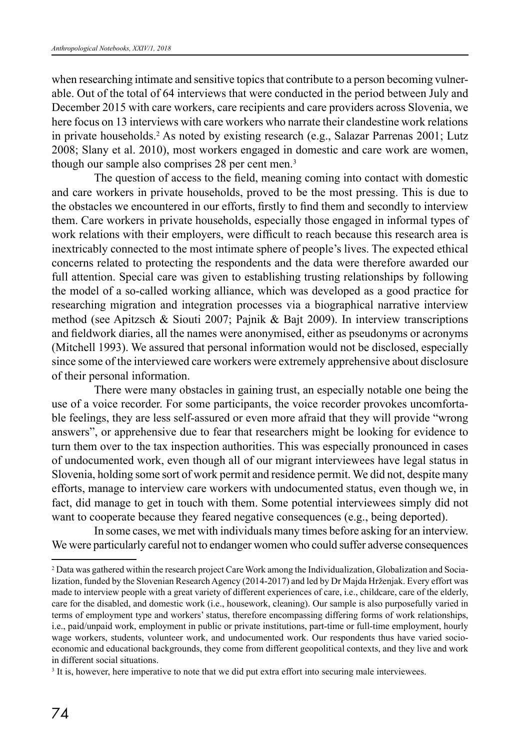when researching intimate and sensitive topics that contribute to a person becoming vulnerable. Out of the total of 64 interviews that were conducted in the period between July and December 2015 with care workers, care recipients and care providers across Slovenia, we here focus on 13 interviews with care workers who narrate their clandestine work relations in private households.[2] As noted by existing research (e.g., Salazar Parrenas 2001; Lutz 2008; Slany et al. 2010), most workers engaged in domestic and care work are women, though our sample also comprises 28 per cent men.[3]

The question of access to the field, meaning coming into contact with domestic and care workers in private households, proved to be the most pressing. This is due to the obstacles we encountered in our efforts, firstly to find them and secondly to interview them. Care workers in private households, especially those engaged in informal types of work relations with their employers, were difficult to reach because this research area is inextricably connected to the most intimate sphere of people's lives. The expected ethical concerns related to protecting the respondents and the data were therefore awarded our full attention. Special care was given to establishing trusting relationships by following the model of a so-called working alliance, which was developed as a good practice for researching migration and integration processes via a biographical narrative interview method (see Apitzsch & Siouti 2007; Pajnik & Bajt 2009). In interview transcriptions and fieldwork diaries, all the names were anonymised, either as pseudonyms or acronyms (Mitchell 1993). We assured that personal information would not be disclosed, especially since some of the interviewed care workers were extremely apprehensive about disclosure of their personal information.

There were many obstacles in gaining trust, an especially notable one being the use of a voice recorder. For some participants, the voice recorder provokes uncomfortable feelings, they are less self-assured or even more afraid that they will provide "wrong answers", or apprehensive due to fear that researchers might be looking for evidence to turn them over to the tax inspection authorities. This was especially pronounced in cases of undocumented work, even though all of our migrant interviewees have legal status in Slovenia, holding some sort of work permit and residence permit. We did not, despite many efforts, manage to interview care workers with undocumented status, even though we, in fact, did manage to get in touch with them. Some potential interviewees simply did not want to cooperate because they feared negative consequences (e.g., being deported).

In some cases, we met with individuals many times before asking for an interview. We were particularly careful not to endanger women who could suffer adverse consequences

---

[2] Data was gathered within the research project Care Work among the Individualization, Globalization and Socialization, funded by the Slovenian Research Agency (2014-2017) and led by Dr Majda Hrženjak. Every effort was made to interview people with a great variety of different experiences of care, i.e., childcare, care of the elderly, care for the disabled, and domestic work (i.e., housework, cleaning). Our sample is also purposefully varied in terms of employment type and workers' status, therefore encompassing differing forms of work relationships, i.e., paid/unpaid work, employment in public or private institutions, part-time or full-time employment, hourly wage workers, students, volunteer work, and undocumented work. Our respondents thus have varied socio-economic and educational backgrounds, they come from different geopolitical contexts, and they live and work in different social situations.

[3] It is, however, here imperative to note that we did put extra effort into securing male interviewees.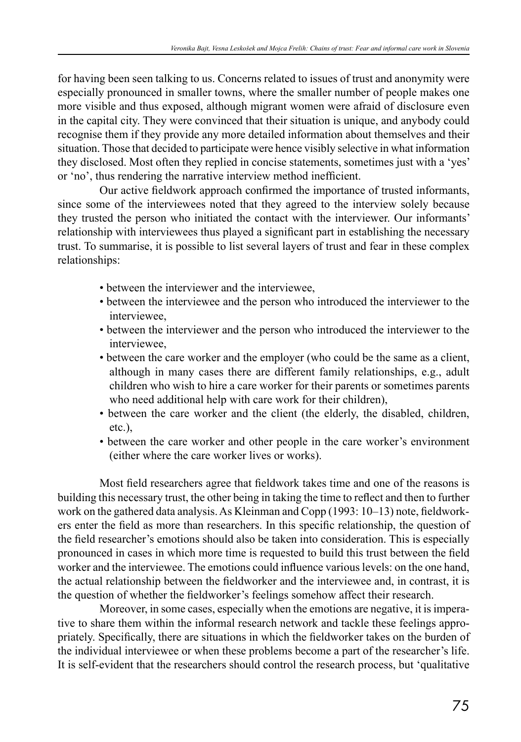for having been seen talking to us. Concerns related to issues of trust and anonymity were especially pronounced in smaller towns, where the smaller number of people makes one more visible and thus exposed, although migrant women were afraid of disclosure even in the capital city. They were convinced that their situation is unique, and anybody could recognise them if they provide any more detailed information about themselves and their situation. Those that decided to participate were hence visibly selective in what information they disclosed. Most often they replied in concise statements, sometimes just with a 'yes' or 'no', thus rendering the narrative interview method inefficient.

Our active fieldwork approach confirmed the importance of trusted informants, since some of the interviewees noted that they agreed to the interview solely because they trusted the person who initiated the contact with the interviewer. Our informants' relationship with interviewees thus played a significant part in establishing the necessary trust. To summarise, it is possible to list several layers of trust and fear in these complex relationships:

- between the interviewer and the interviewee,
- between the interviewee and the person who introduced the interviewer to the interviewee,
- between the interviewer and the person who introduced the interviewer to the interviewee,
- between the care worker and the employer (who could be the same as a client, although in many cases there are different family relationships, e.g., adult children who wish to hire a care worker for their parents or sometimes parents who need additional help with care work for their children),
- between the care worker and the client (the elderly, the disabled, children, etc.),
- between the care worker and other people in the care worker's environment (either where the care worker lives or works).

Most field researchers agree that fieldwork takes time and one of the reasons is building this necessary trust, the other being in taking the time to reflect and then to further work on the gathered data analysis. As Kleinman and Copp (1993: 10–13) note, fieldworkers enter the field as more than researchers. In this specific relationship, the question of the field researcher's emotions should also be taken into consideration. This is especially pronounced in cases in which more time is requested to build this trust between the field worker and the interviewee. The emotions could influence various levels: on the one hand, the actual relationship between the fieldworker and the interviewee and, in contrast, it is the question of whether the fieldworker's feelings somehow affect their research.

Moreover, in some cases, especially when the emotions are negative, it is imperative to share them within the informal research network and tackle these feelings appropriately. Specifically, there are situations in which the fieldworker takes on the burden of the individual interviewee or when these problems become a part of the researcher's life. It is self-evident that the researchers should control the research process, but 'qualitative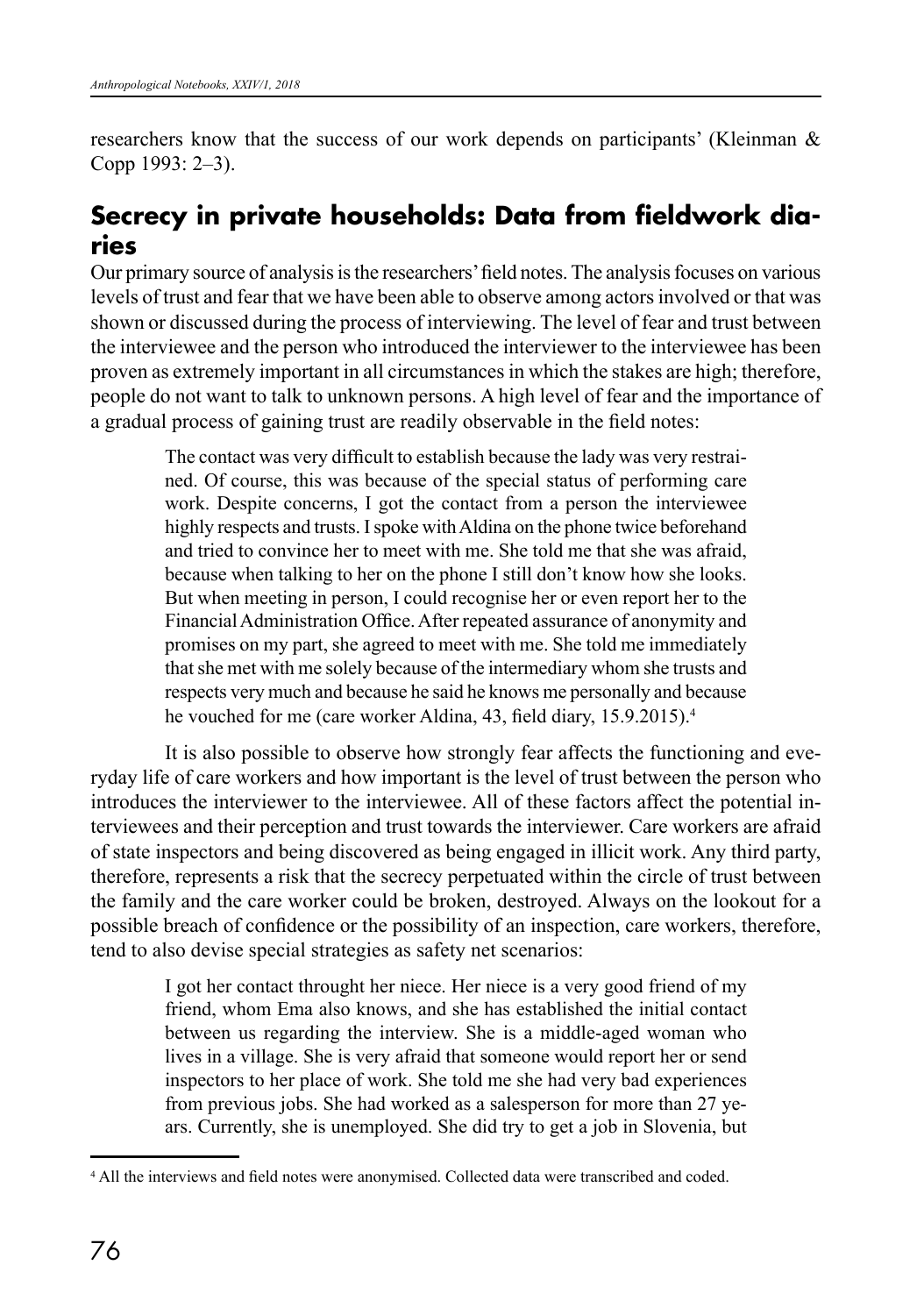researchers know that the success of our work depends on participants' (Kleinman & Copp 1993: 2–3).

## Secrecy in private households: Data from fieldwork diaries

Our primary source of analysis is the researchers' field notes. The analysis focuses on various levels of trust and fear that we have been able to observe among actors involved or that was shown or discussed during the process of interviewing. The level of fear and trust between the interviewee and the person who introduced the interviewer to the interviewee has been proven as extremely important in all circumstances in which the stakes are high; therefore, people do not want to talk to unknown persons. A high level of fear and the importance of a gradual process of gaining trust are readily observable in the field notes:

> The contact was very difficult to establish because the lady was very restrained. Of course, this was because of the special status of performing care work. Despite concerns, I got the contact from a person the interviewee highly respects and trusts. I spoke with Aldina on the phone twice beforehand and tried to convince her to meet with me. She told me that she was afraid, because when talking to her on the phone I still don't know how she looks. But when meeting in person, I could recognise her or even report her to the Financial Administration Office. After repeated assurance of anonymity and promises on my part, she agreed to meet with me. She told me immediately that she met with me solely because of the intermediary whom she trusts and respects very much and because he said he knows me personally and because he vouched for me (care worker Aldina, 43, field diary, 15.9.2015).[4]

It is also possible to observe how strongly fear affects the functioning and everyday life of care workers and how important is the level of trust between the person who introduces the interviewer to the interviewee. All of these factors affect the potential interviewees and their perception and trust towards the interviewer. Care workers are afraid of state inspectors and being discovered as being engaged in illicit work. Any third party, therefore, represents a risk that the secrecy perpetuated within the circle of trust between the family and the care worker could be broken, destroyed. Always on the lookout for a possible breach of confidence or the possibility of an inspection, care workers, therefore, tend to also devise special strategies as safety net scenarios:

> I got her contact throught her niece. Her niece is a very good friend of my friend, whom Ema also knows, and she has established the initial contact between us regarding the interview. She is a middle-aged woman who lives in a village. She is very afraid that someone would report her or send inspectors to her place of work. She told me she had very bad experiences from previous jobs. She had worked as a salesperson for more than 27 years. Currently, she is unemployed. She did try to get a job in Slovenia, but

[4] All the interviews and field notes were anonymised. Collected data were transcribed and coded.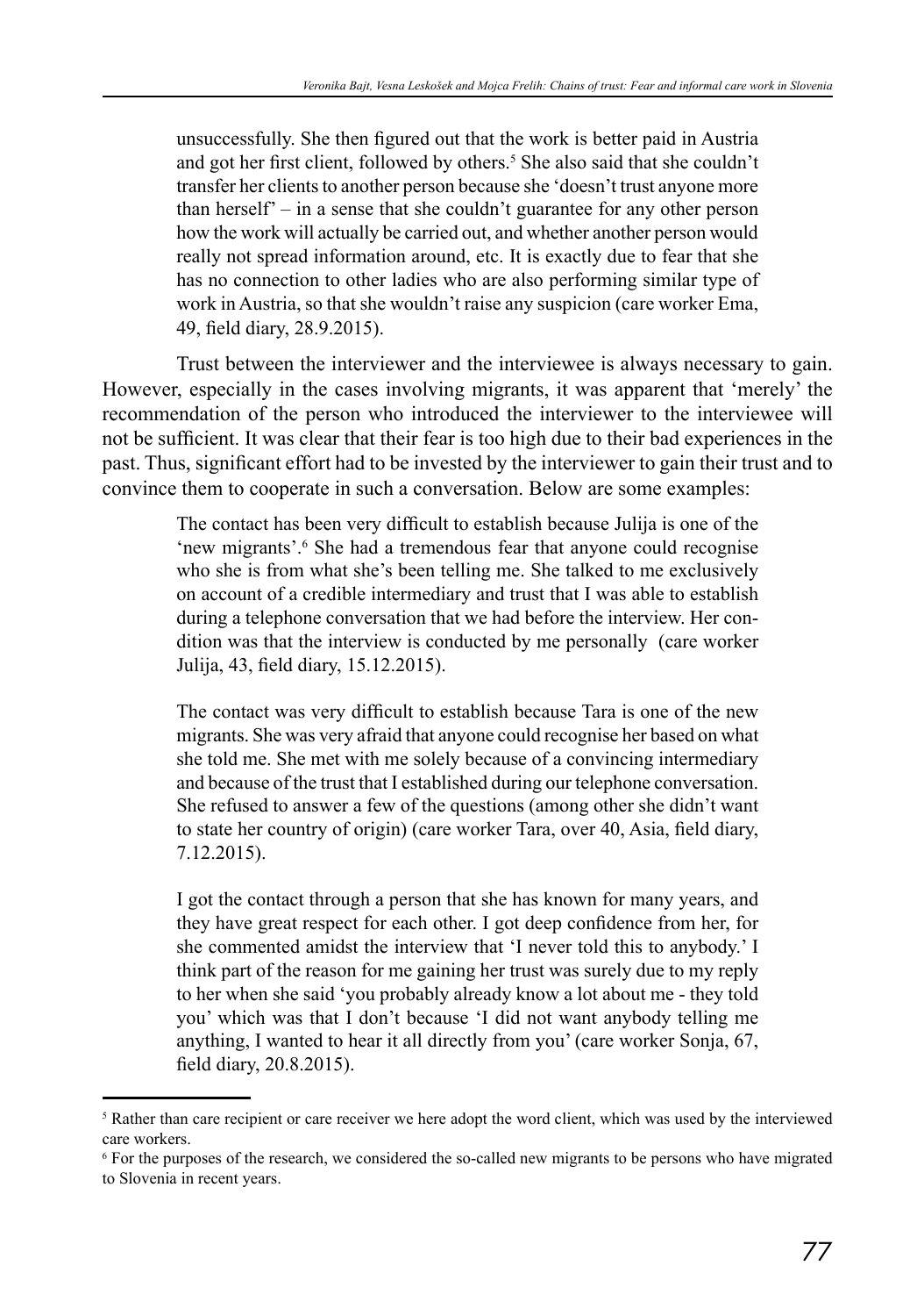> unsuccessfully. She then figured out that the work is better paid in Austria and got her first client, followed by others.[5] She also said that she couldn't transfer her clients to another person because she 'doesn't trust anyone more than herself' – in a sense that she couldn't guarantee for any other person how the work will actually be carried out, and whether another person would really not spread information around, etc. It is exactly due to fear that she has no connection to other ladies who are also performing similar type of work in Austria, so that she wouldn't raise any suspicion (care worker Ema, 49, field diary, 28.9.2015).

Trust between the interviewer and the interviewee is always necessary to gain. However, especially in the cases involving migrants, it was apparent that 'merely' the recommendation of the person who introduced the interviewer to the interviewee will not be sufficient. It was clear that their fear is too high due to their bad experiences in the past. Thus, significant effort had to be invested by the interviewer to gain their trust and to convince them to cooperate in such a conversation. Below are some examples:

> The contact has been very difficult to establish because Julija is one of the 'new migrants'.[6] She had a tremendous fear that anyone could recognise who she is from what she's been telling me. She talked to me exclusively on account of a credible intermediary and trust that I was able to establish during a telephone conversation that we had before the interview. Her condition was that the interview is conducted by me personally (care worker Julija, 43, field diary, 15.12.2015).

> The contact was very difficult to establish because Tara is one of the new migrants. She was very afraid that anyone could recognise her based on what she told me. She met with me solely because of a convincing intermediary and because of the trust that I established during our telephone conversation. She refused to answer a few of the questions (among other she didn't want to state her country of origin) (care worker Tara, over 40, Asia, field diary, 7.12.2015).

> I got the contact through a person that she has known for many years, and they have great respect for each other. I got deep confidence from her, for she commented amidst the interview that 'I never told this to anybody.' I think part of the reason for me gaining her trust was surely due to my reply to her when she said 'you probably already know a lot about me - they told you' which was that I don't because 'I did not want anybody telling me anything, I wanted to hear it all directly from you' (care worker Sonja, 67, field diary, 20.8.2015).

---

[5] Rather than care recipient or care receiver we here adopt the word client, which was used by the interviewed care workers.

[6] For the purposes of the research, we considered the so-called new migrants to be persons who have migrated to Slovenia in recent years.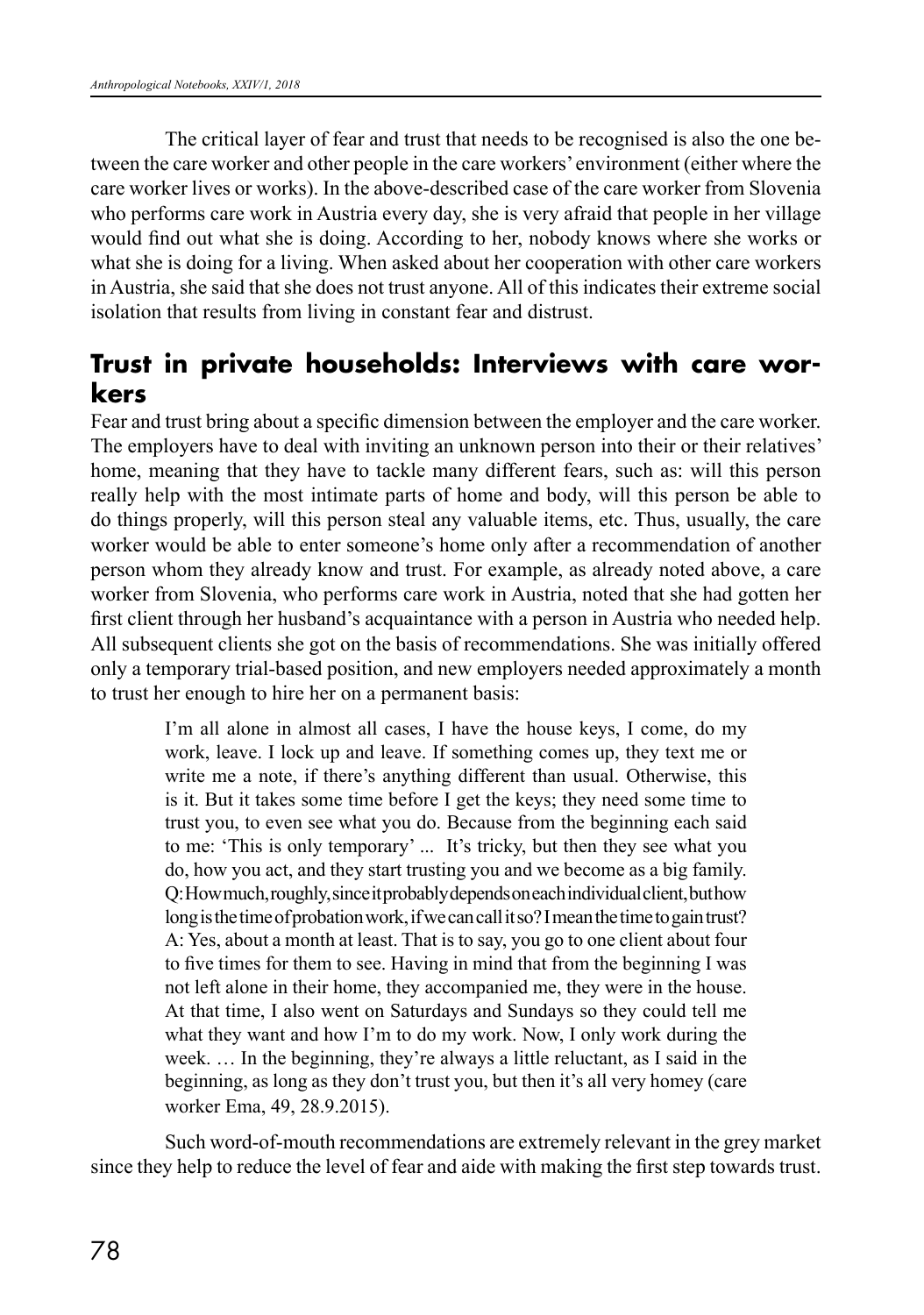The critical layer of fear and trust that needs to be recognised is also the one between the care worker and other people in the care workers' environment (either where the care worker lives or works). In the above-described case of the care worker from Slovenia who performs care work in Austria every day, she is very afraid that people in her village would find out what she is doing. According to her, nobody knows where she works or what she is doing for a living. When asked about her cooperation with other care workers in Austria, she said that she does not trust anyone. All of this indicates their extreme social isolation that results from living in constant fear and distrust.

## Trust in private households: Interviews with care workers

Fear and trust bring about a specific dimension between the employer and the care worker. The employers have to deal with inviting an unknown person into their or their relatives' home, meaning that they have to tackle many different fears, such as: will this person really help with the most intimate parts of home and body, will this person be able to do things properly, will this person steal any valuable items, etc. Thus, usually, the care worker would be able to enter someone's home only after a recommendation of another person whom they already know and trust. For example, as already noted above, a care worker from Slovenia, who performs care work in Austria, noted that she had gotten her first client through her husband's acquaintance with a person in Austria who needed help. All subsequent clients she got on the basis of recommendations. She was initially offered only a temporary trial-based position, and new employers needed approximately a month to trust her enough to hire her on a permanent basis:

> I'm all alone in almost all cases, I have the house keys, I come, do my work, leave. I lock up and leave. If something comes up, they text me or write me a note, if there's anything different than usual. Otherwise, this is it. But it takes some time before I get the keys; they need some time to trust you, to even see what you do. Because from the beginning each said to me: 'This is only temporary' ... It's tricky, but then they see what you do, how you act, and they start trusting you and we become as a big family.
> Q: How much, roughly, since it probably depends on each individual client, but how long is the time of probation work, if we can call it so? I mean the time to gain trust?
> A: Yes, about a month at least. That is to say, you go to one client about four to five times for them to see. Having in mind that from the beginning I was not left alone in their home, they accompanied me, they were in the house. At that time, I also went on Saturdays and Sundays so they could tell me what they want and how I'm to do my work. Now, I only work during the week. … In the beginning, they're always a little reluctant, as I said in the beginning, as long as they don't trust you, but then it's all very homey (care worker Ema, 49, 28.9.2015).

Such word-of-mouth recommendations are extremely relevant in the grey market since they help to reduce the level of fear and aide with making the first step towards trust.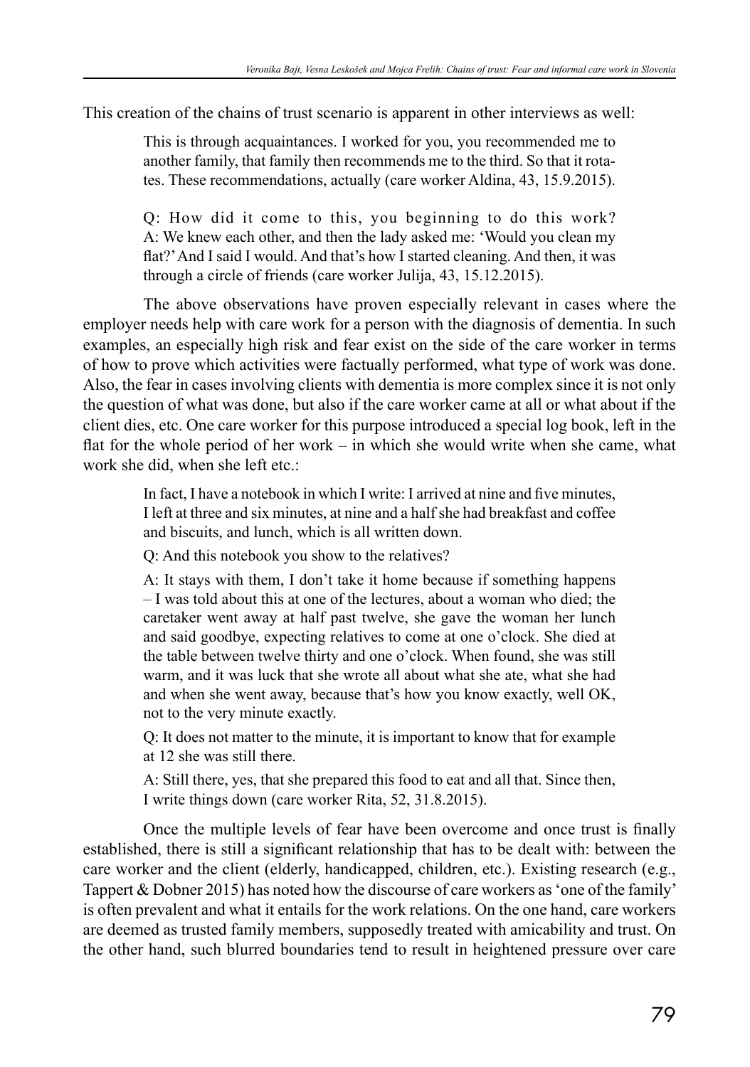This creation of the chains of trust scenario is apparent in other interviews as well:

> This is through acquaintances. I worked for you, you recommended me to another family, that family then recommends me to the third. So that it rotates. These recommendations, actually (care worker Aldina, 43, 15.9.2015).

> Q: How did it come to this, you beginning to do this work?
> A: We knew each other, and then the lady asked me: 'Would you clean my flat?' And I said I would. And that's how I started cleaning. And then, it was through a circle of friends (care worker Julija, 43, 15.12.2015).

The above observations have proven especially relevant in cases where the employer needs help with care work for a person with the diagnosis of dementia. In such examples, an especially high risk and fear exist on the side of the care worker in terms of how to prove which activities were factually performed, what type of work was done. Also, the fear in cases involving clients with dementia is more complex since it is not only the question of what was done, but also if the care worker came at all or what about if the client dies, etc. One care worker for this purpose introduced a special log book, left in the flat for the whole period of her work – in which she would write when she came, what work she did, when she left etc.:

> In fact, I have a notebook in which I write: I arrived at nine and five minutes, I left at three and six minutes, at nine and a half she had breakfast and coffee and biscuits, and lunch, which is all written down.
>
> Q: And this notebook you show to the relatives?
>
> A: It stays with them, I don't take it home because if something happens – I was told about this at one of the lectures, about a woman who died; the caretaker went away at half past twelve, she gave the woman her lunch and said goodbye, expecting relatives to come at one o'clock. She died at the table between twelve thirty and one o'clock. When found, she was still warm, and it was luck that she wrote all about what she ate, what she had and when she went away, because that's how you know exactly, well OK, not to the very minute exactly.
>
> Q: It does not matter to the minute, it is important to know that for example at 12 she was still there.
>
> A: Still there, yes, that she prepared this food to eat and all that. Since then, I write things down (care worker Rita, 52, 31.8.2015).

Once the multiple levels of fear have been overcome and once trust is finally established, there is still a significant relationship that has to be dealt with: between the care worker and the client (elderly, handicapped, children, etc.). Existing research (e.g., Tappert & Dobner 2015) has noted how the discourse of care workers as 'one of the family' is often prevalent and what it entails for the work relations. On the one hand, care workers are deemed as trusted family members, supposedly treated with amicability and trust. On the other hand, such blurred boundaries tend to result in heightened pressure over care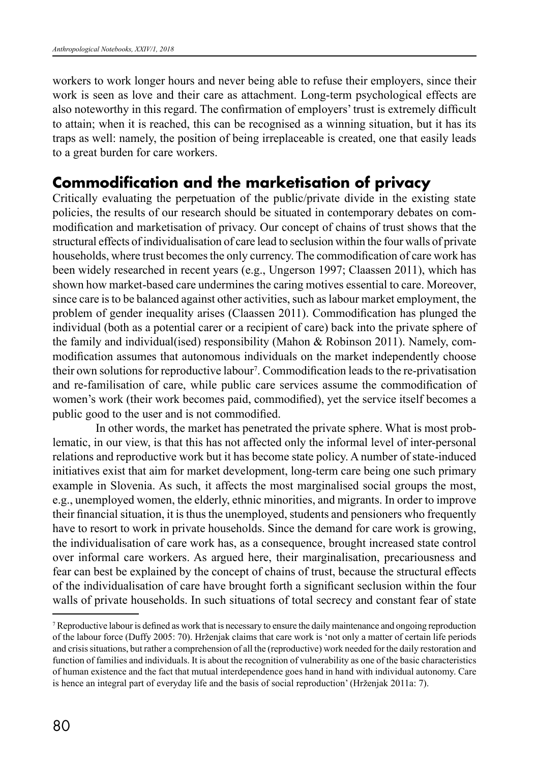workers to work longer hours and never being able to refuse their employers, since their work is seen as love and their care as attachment. Long-term psychological effects are also noteworthy in this regard. The confirmation of employers' trust is extremely difficult to attain; when it is reached, this can be recognised as a winning situation, but it has its traps as well: namely, the position of being irreplaceable is created, one that easily leads to a great burden for care workers.

## Commodification and the marketisation of privacy

Critically evaluating the perpetuation of the public/private divide in the existing state policies, the results of our research should be situated in contemporary debates on commodification and marketisation of privacy. Our concept of chains of trust shows that the structural effects of individualisation of care lead to seclusion within the four walls of private households, where trust becomes the only currency. The commodification of care work has been widely researched in recent years (e.g., Ungerson 1997; Claassen 2011), which has shown how market-based care undermines the caring motives essential to care. Moreover, since care is to be balanced against other activities, such as labour market employment, the problem of gender inequality arises (Claassen 2011). Commodification has plunged the individual (both as a potential carer or a recipient of care) back into the private sphere of the family and individual(ised) responsibility (Mahon & Robinson 2011). Namely, commodification assumes that autonomous individuals on the market independently choose their own solutions for reproductive labour[7]. Commodification leads to the re-privatisation and re-familisation of care, while public care services assume the commodification of women's work (their work becomes paid, commodified), yet the service itself becomes a public good to the user and is not commodified.

In other words, the market has penetrated the private sphere. What is most problematic, in our view, is that this has not affected only the informal level of inter-personal relations and reproductive work but it has become state policy. A number of state-induced initiatives exist that aim for market development, long-term care being one such primary example in Slovenia. As such, it affects the most marginalised social groups the most, e.g., unemployed women, the elderly, ethnic minorities, and migrants. In order to improve their financial situation, it is thus the unemployed, students and pensioners who frequently have to resort to work in private households. Since the demand for care work is growing, the individualisation of care work has, as a consequence, brought increased state control over informal care workers. As argued here, their marginalisation, precariousness and fear can best be explained by the concept of chains of trust, because the structural effects of the individualisation of care have brought forth a significant seclusion within the four walls of private households. In such situations of total secrecy and constant fear of state

---

[7] Reproductive labour is defined as work that is necessary to ensure the daily maintenance and ongoing reproduction of the labour force (Duffy 2005: 70). Hrženjak claims that care work is 'not only a matter of certain life periods and crisis situations, but rather a comprehension of all the (reproductive) work needed for the daily restoration and function of families and individuals. It is about the recognition of vulnerability as one of the basic characteristics of human existence and the fact that mutual interdependence goes hand in hand with individual autonomy. Care is hence an integral part of everyday life and the basis of social reproduction' (Hrženjak 2011a: 7).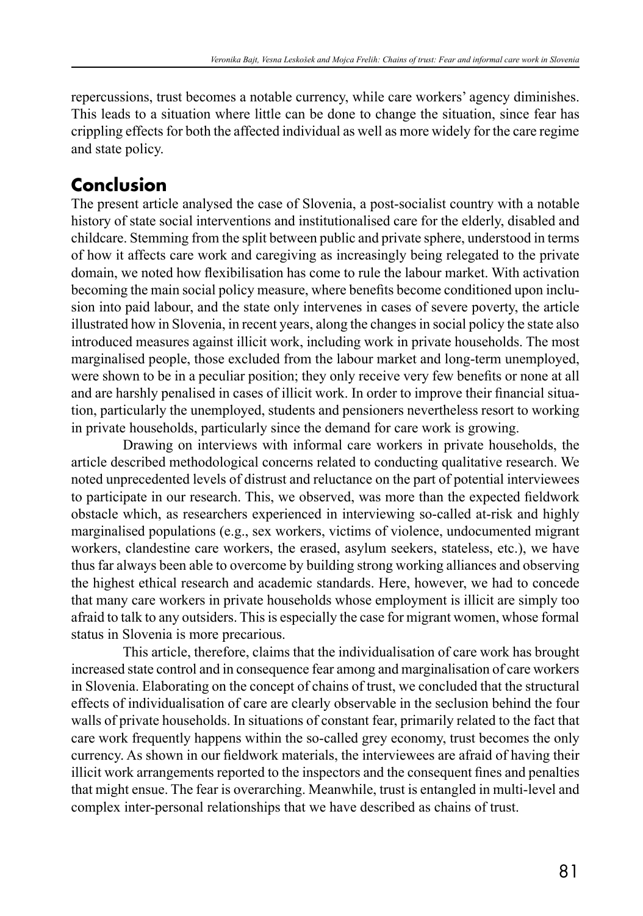repercussions, trust becomes a notable currency, while care workers' agency diminishes. This leads to a situation where little can be done to change the situation, since fear has crippling effects for both the affected individual as well as more widely for the care regime and state policy.

## Conclusion

The present article analysed the case of Slovenia, a post-socialist country with a notable history of state social interventions and institutionalised care for the elderly, disabled and childcare. Stemming from the split between public and private sphere, understood in terms of how it affects care work and caregiving as increasingly being relegated to the private domain, we noted how flexibilisation has come to rule the labour market. With activation becoming the main social policy measure, where benefits become conditioned upon inclusion into paid labour, and the state only intervenes in cases of severe poverty, the article illustrated how in Slovenia, in recent years, along the changes in social policy the state also introduced measures against illicit work, including work in private households. The most marginalised people, those excluded from the labour market and long-term unemployed, were shown to be in a peculiar position; they only receive very few benefits or none at all and are harshly penalised in cases of illicit work. In order to improve their financial situation, particularly the unemployed, students and pensioners nevertheless resort to working in private households, particularly since the demand for care work is growing.

Drawing on interviews with informal care workers in private households, the article described methodological concerns related to conducting qualitative research. We noted unprecedented levels of distrust and reluctance on the part of potential interviewees to participate in our research. This, we observed, was more than the expected fieldwork obstacle which, as researchers experienced in interviewing so-called at-risk and highly marginalised populations (e.g., sex workers, victims of violence, undocumented migrant workers, clandestine care workers, the erased, asylum seekers, stateless, etc.), we have thus far always been able to overcome by building strong working alliances and observing the highest ethical research and academic standards. Here, however, we had to concede that many care workers in private households whose employment is illicit are simply too afraid to talk to any outsiders. This is especially the case for migrant women, whose formal status in Slovenia is more precarious.

This article, therefore, claims that the individualisation of care work has brought increased state control and in consequence fear among and marginalisation of care workers in Slovenia. Elaborating on the concept of chains of trust, we concluded that the structural effects of individualisation of care are clearly observable in the seclusion behind the four walls of private households. In situations of constant fear, primarily related to the fact that care work frequently happens within the so-called grey economy, trust becomes the only currency. As shown in our fieldwork materials, the interviewees are afraid of having their illicit work arrangements reported to the inspectors and the consequent fines and penalties that might ensue. The fear is overarching. Meanwhile, trust is entangled in multi-level and complex inter-personal relationships that we have described as chains of trust.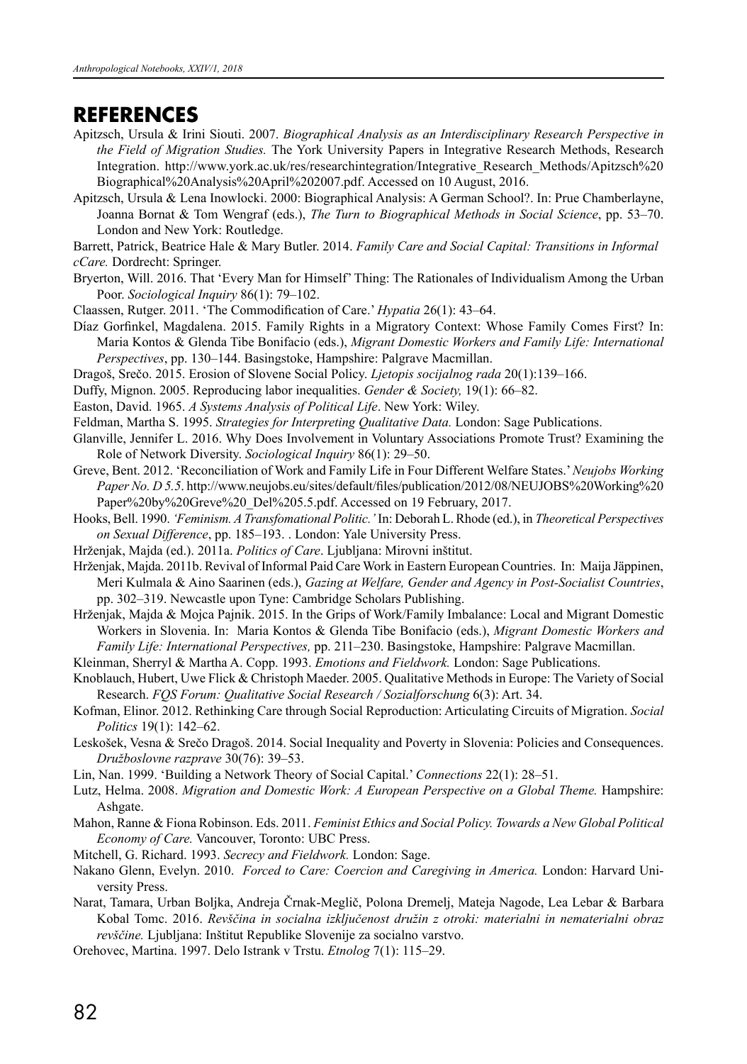## REFERENCES

Apitzsch, Ursula & Irini Siouti. 2007. *Biographical Analysis as an Interdisciplinary Research Perspective in the Field of Migration Studies.* The York University Papers in Integrative Research Methods, Research Integration. http://www.york.ac.uk/res/researchintegration/Integrative_Research_Methods/Apitzsch%20 Biographical%20Analysis%20April%202007.pdf. Accessed on 10 August, 2016.

Apitzsch, Ursula & Lena Inowlocki. 2000: Biographical Analysis: A German School?. In: Prue Chamberlayne, Joanna Bornat & Tom Wengraf (eds.), *The Turn to Biographical Methods in Social Science*, pp. 53–70. London and New York: Routledge.

Barrett, Patrick, Beatrice Hale & Mary Butler. 2014. *Family Care and Social Capital: Transitions in Informal cCare.* Dordrecht: Springer.

Bryerton, Will. 2016. That 'Every Man for Himself' Thing: The Rationales of Individualism Among the Urban Poor. *Sociological Inquiry* 86(1): 79–102.

Claassen, Rutger. 2011. 'The Commodification of Care.' *Hypatia* 26(1): 43–64.

Díaz Gorfinkel, Magdalena. 2015. Family Rights in a Migratory Context: Whose Family Comes First? In: Maria Kontos & Glenda Tibe Bonifacio (eds.), *Migrant Domestic Workers and Family Life: International Perspectives*, pp. 130–144. Basingstoke, Hampshire: Palgrave Macmillan.

Dragoš, Srečo. 2015. Erosion of Slovene Social Policy. *Ljetopis socijalnog rada* 20(1):139–166.

Duffy, Mignon. 2005. Reproducing labor inequalities. *Gender & Society,* 19(1): 66–82.

Easton, David. 1965. *A Systems Analysis of Political Life*. New York: Wiley.

Feldman, Martha S. 1995. *Strategies for Interpreting Qualitative Data.* London: Sage Publications.

Glanville, Jennifer L. 2016. Why Does Involvement in Voluntary Associations Promote Trust? Examining the Role of Network Diversity. *Sociological Inquiry* 86(1): 29–50.

Greve, Bent. 2012. 'Reconciliation of Work and Family Life in Four Different Welfare States.' *Neujobs Working Paper No. D 5.5*. http://www.neujobs.eu/sites/default/files/publication/2012/08/NEUJOBS%20Working%20 Paper%20by%20Greve%20_Del%205.5.pdf. Accessed on 19 February, 2017.

Hooks, Bell. 1990. *'Feminism. A Transfomational Politic.'* In: Deborah L. Rhode (ed.), in *Theoretical Perspectives on Sexual Difference*, pp. 185–193. . London: Yale University Press.

Hrženjak, Majda (ed.). 2011a. *Politics of Care*. Ljubljana: Mirovni inštitut.

Hrženjak, Majda. 2011b. Revival of Informal Paid Care Work in Eastern European Countries. In: Maija Jäppinen, Meri Kulmala & Aino Saarinen (eds.), *Gazing at Welfare, Gender and Agency in Post-Socialist Countries*, pp. 302–319. Newcastle upon Tyne: Cambridge Scholars Publishing.

Hrženjak, Majda & Mojca Pajnik. 2015. In the Grips of Work/Family Imbalance: Local and Migrant Domestic Workers in Slovenia. In: Maria Kontos & Glenda Tibe Bonifacio (eds.), *Migrant Domestic Workers and Family Life: International Perspectives,* pp. 211–230. Basingstoke, Hampshire: Palgrave Macmillan.

Kleinman, Sherryl & Martha A. Copp. 1993. *Emotions and Fieldwork.* London: Sage Publications.

Knoblauch, Hubert, Uwe Flick & Christoph Maeder. 2005. Qualitative Methods in Europe: The Variety of Social Research. *FQS Forum: Qualitative Social Research / Sozialforschung* 6(3): Art. 34.

Kofman, Elinor. 2012. Rethinking Care through Social Reproduction: Articulating Circuits of Migration. *Social Politics* 19(1): 142–62.

Leskošek, Vesna & Srečo Dragoš. 2014. Social Inequality and Poverty in Slovenia: Policies and Consequences. *Družboslovne razprave* 30(76): 39–53.

Lin, Nan. 1999. 'Building a Network Theory of Social Capital.' *Connections* 22(1): 28–51.

Lutz, Helma. 2008. *Migration and Domestic Work: A European Perspective on a Global Theme.* Hampshire: Ashgate.

Mahon, Ranne & Fiona Robinson. Eds. 2011. *Feminist Ethics and Social Policy. Towards a New Global Political Economy of Care.* Vancouver, Toronto: UBC Press.

Mitchell, G. Richard. 1993. *Secrecy and Fieldwork.* London: Sage.

Nakano Glenn, Evelyn. 2010. *Forced to Care: Coercion and Caregiving in America.* London: Harvard University Press.

Narat, Tamara, Urban Boljka, Andreja Črnak-Meglič, Polona Dremelj, Mateja Nagode, Lea Lebar & Barbara Kobal Tomc. 2016. *Revščina in socialna izključenost družin z otroki: materialni in nematerialni obraz revščine.* Ljubljana: Inštitut Republike Slovenije za socialno varstvo.

Orehovec, Martina. 1997. Delo Istrank v Trstu. *Etnolog* 7(1): 115–29.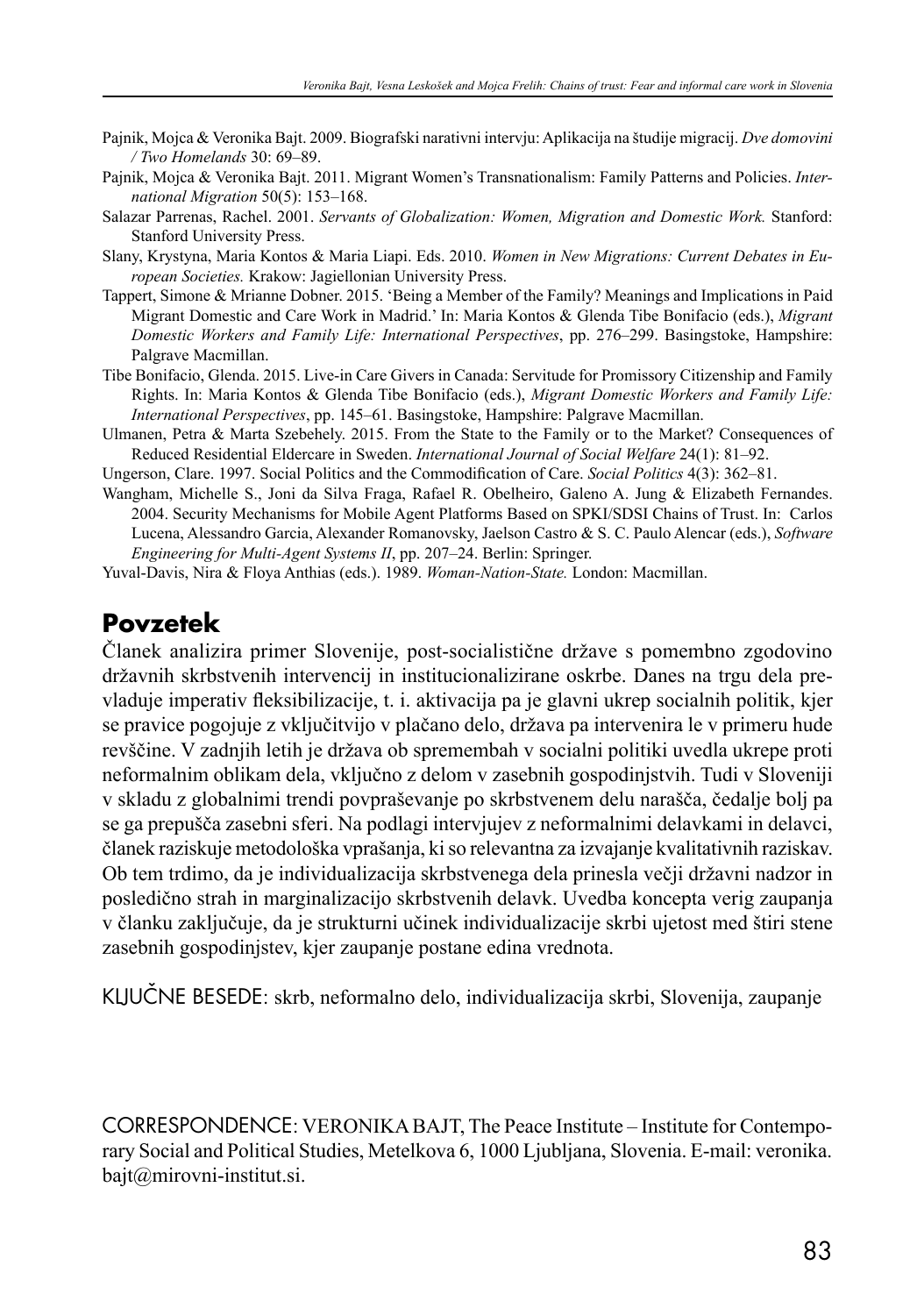Pajnik, Mojca & Veronika Bajt. 2009. Biografski narativni intervju: Aplikacija na študije migracij. *Dve domovini / Two Homelands* 30: 69–89.

Pajnik, Mojca & Veronika Bajt. 2011. Migrant Women's Transnationalism: Family Patterns and Policies. *International Migration* 50(5): 153–168.

Salazar Parrenas, Rachel. 2001. *Servants of Globalization: Women, Migration and Domestic Work.* Stanford: Stanford University Press.

Slany, Krystyna, Maria Kontos & Maria Liapi. Eds. 2010. *Women in New Migrations: Current Debates in European Societies.* Krakow: Jagiellonian University Press.

Tappert, Simone & Mrianne Dobner. 2015. 'Being a Member of the Family? Meanings and Implications in Paid Migrant Domestic and Care Work in Madrid.' In: Maria Kontos & Glenda Tibe Bonifacio (eds.), *Migrant Domestic Workers and Family Life: International Perspectives*, pp. 276–299. Basingstoke, Hampshire: Palgrave Macmillan.

Tibe Bonifacio, Glenda. 2015. Live-in Care Givers in Canada: Servitude for Promissory Citizenship and Family Rights. In: Maria Kontos & Glenda Tibe Bonifacio (eds.), *Migrant Domestic Workers and Family Life: International Perspectives*, pp. 145–61. Basingstoke, Hampshire: Palgrave Macmillan.

Ulmanen, Petra & Marta Szebehely. 2015. From the State to the Family or to the Market? Consequences of Reduced Residential Eldercare in Sweden. *International Journal of Social Welfare* 24(1): 81–92.

Ungerson, Clare. 1997. Social Politics and the Commodification of Care. *Social Politics* 4(3): 362–81.

Wangham, Michelle S., Joni da Silva Fraga, Rafael R. Obelheiro, Galeno A. Jung & Elizabeth Fernandes. 2004. Security Mechanisms for Mobile Agent Platforms Based on SPKI/SDSI Chains of Trust. In: Carlos Lucena, Alessandro Garcia, Alexander Romanovsky, Jaelson Castro & S. C. Paulo Alencar (eds.), *Software Engineering for Multi-Agent Systems II*, pp. 207–24. Berlin: Springer.

Yuval-Davis, Nira & Floya Anthias (eds.). 1989. *Woman-Nation-State.* London: Macmillan.

## Povzetek

Članek analizira primer Slovenije, post-socialistične države s pomembno zgodovino državnih skrbstvenih intervencij in institucionalizirane oskrbe. Danes na trgu dela prevladuje imperativ fleksibilizacije, t. i. aktivacija pa je glavni ukrep socialnih politik, kjer se pravice pogojuje z vključitvijo v plačano delo, država pa intervenira le v primeru hude revščine. V zadnjih letih je država ob spremembah v socialni politiki uvedla ukrepe proti neformalnim oblikam dela, vključno z delom v zasebnih gospodinjstvih. Tudi v Sloveniji v skladu z globalnimi trendi povpraševanje po skrbstvenem delu narašča, čedalje bolj pa se ga prepušča zasebni sferi. Na podlagi intervjujev z neformalnimi delavkami in delavci, članek raziskuje metodološka vprašanja, ki so relevantna za izvajanje kvalitativnih raziskav. Ob tem trdimo, da je individualizacija skrbstvenega dela prinesla večji državni nadzor in posledično strah in marginalizacijo skrbstvenih delavk. Uvedba koncepta verig zaupanja v članku zaključuje, da je strukturni učinek individualizacije skrbi ujetost med štiri stene zasebnih gospodinjstev, kjer zaupanje postane edina vrednota.

KLJUČNE BESEDE: skrb, neformalno delo, individualizacija skrbi, Slovenija, zaupanje

CORRESPONDENCE: VERONIKA BAJT, The Peace Institute – Institute for Contemporary Social and Political Studies, Metelkova 6, 1000 Ljubljana, Slovenia. E-mail: veronika.bajt@mirovni-institut.si.